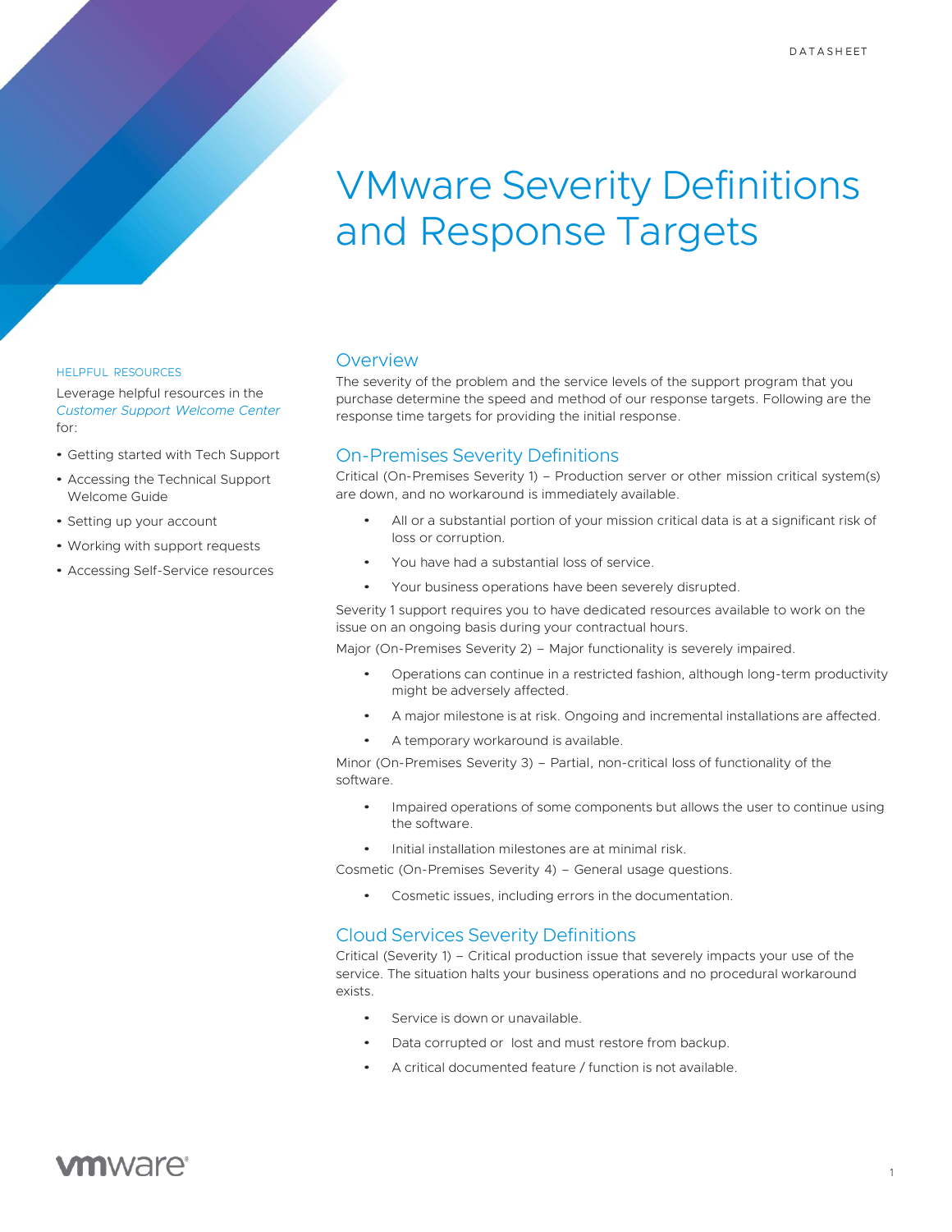DATASHEET

# VMware Severity Definitions and Response Targets

HELPFUL RESOURCES

Leverage helpful resources in the *Customer Support Welcome Center* for:

- Getting started with Tech Support
- Accessing the Technical Support Welcome Guide
- Setting up your account
- Working with support requests
- Accessing Self-Service resources

## Overview

The severity of the problem and the service levels of the support program that you purchase determine the speed and method of our response targets. Following are the response time targets for providing the initial response.

## On-Premises Severity Definitions

Critical (On-Premises Severity 1) – Production server or other mission critical system(s) are down, and no workaround is immediately available.

- All or a substantial portion of your mission critical data is at a significant risk of loss or corruption.
- You have had a substantial loss of service.
- Your business operations have been severely disrupted.

Severity 1 support requires you to have dedicated resources available to work on the issue on an ongoing basis during your contractual hours.

Major (On-Premises Severity 2) – Major functionality is severely impaired.

- Operations can continue in a restricted fashion, although long-term productivity might be adversely affected.
- A major milestone is at risk. Ongoing and incremental installations are affected.
- A temporary workaround is available.

Minor (On-Premises Severity 3) – Partial, non-critical loss of functionality of the software.

- Impaired operations of some components but allows the user to continue using the software.
- Initial installation milestones are at minimal risk.

Cosmetic (On-Premises Severity 4) – General usage questions.

- Cosmetic issues, including errors in the documentation.

## Cloud Services Severity Definitions

Critical (Severity 1) – Critical production issue that severely impacts your use of the service. The situation halts your business operations and no procedural workaround exists.

- Service is down or unavailable.
- Data corrupted or lost and must restore from backup.
- A critical documented feature / function is not available.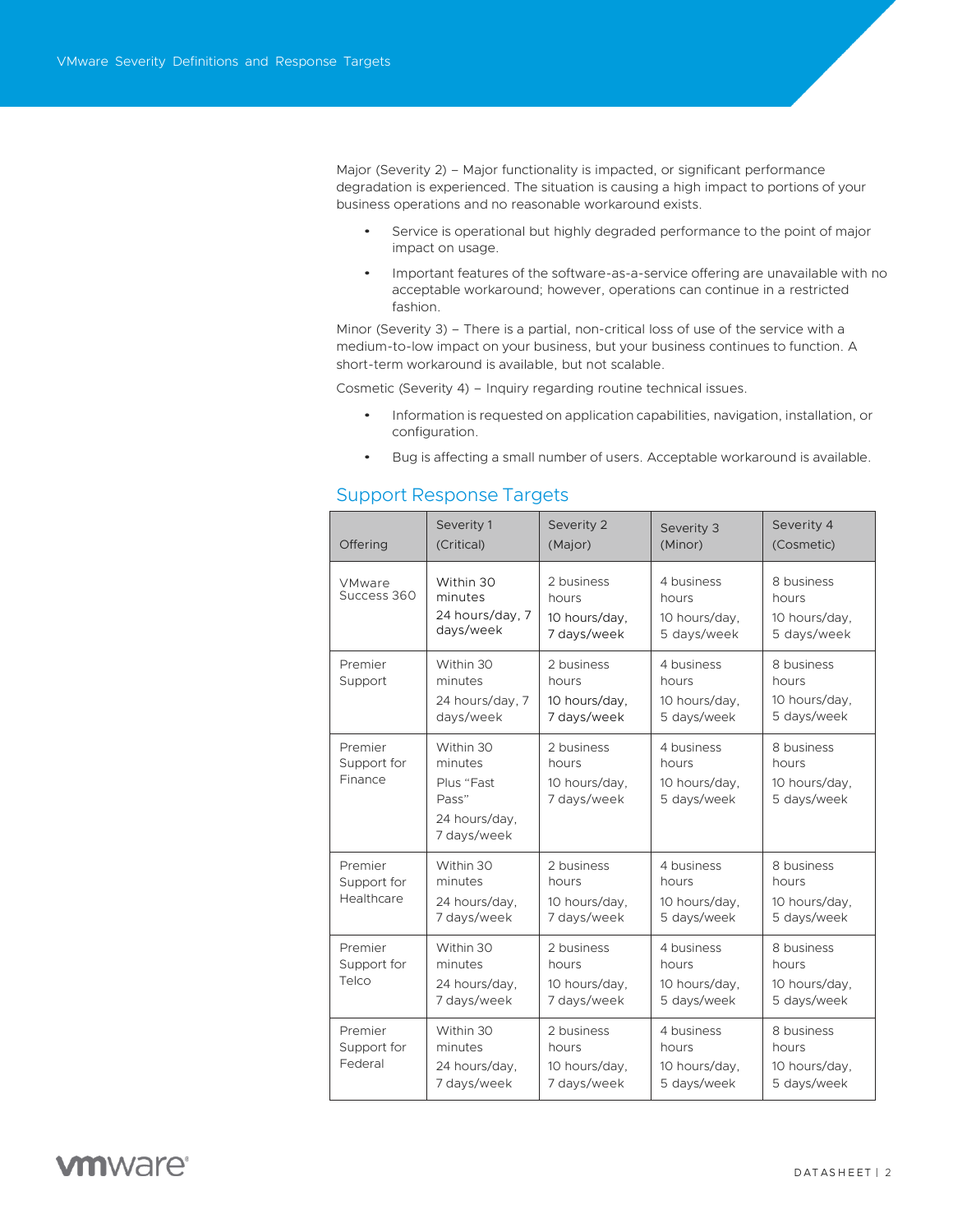Major (Severity 2) – Major functionality is impacted, or significant performance degradation is experienced. The situation is causing a high impact to portions of your business operations and no reasonable workaround exists.

- Service is operational but highly degraded performance to the point of major impact on usage.
- Important features of the software-as-a-service offering are unavailable with no acceptable workaround; however, operations can continue in a restricted fashion.

Minor (Severity 3) – There is a partial, non-critical loss of use of the service with a medium-to-low impact on your business, but your business continues to function. A short-term workaround is available, but not scalable.

Cosmetic (Severity 4) – Inquiry regarding routine technical issues.

- Information is requested on application capabilities, navigation, installation, or configuration.
- Bug is affecting a small number of users. Acceptable workaround is available.

## Support Response Targets

| Offering | Severity 1 (Critical) | Severity 2 (Major) | Severity 3 (Minor) | Severity 4 (Cosmetic) |
|---|---|---|---|---|
| VMware Success 360 | Within 30 minutes<br>24 hours/day, 7 days/week | 2 business hours<br>10 hours/day, 7 days/week | 4 business hours<br>10 hours/day, 5 days/week | 8 business hours<br>10 hours/day, 5 days/week |
| Premier Support | Within 30 minutes<br>24 hours/day, 7 days/week | 2 business hours<br>10 hours/day, 7 days/week | 4 business hours<br>10 hours/day, 5 days/week | 8 business hours<br>10 hours/day, 5 days/week |
| Premier Support for Finance | Within 30 minutes<br>Plus "Fast Pass"<br>24 hours/day, 7 days/week | 2 business hours<br>10 hours/day, 7 days/week | 4 business hours<br>10 hours/day, 5 days/week | 8 business hours<br>10 hours/day, 5 days/week |
| Premier Support for Healthcare | Within 30 minutes<br>24 hours/day, 7 days/week | 2 business hours<br>10 hours/day, 7 days/week | 4 business hours<br>10 hours/day, 5 days/week | 8 business hours<br>10 hours/day, 5 days/week |
| Premier Support for Telco | Within 30 minutes<br>24 hours/day, 7 days/week | 2 business hours<br>10 hours/day, 7 days/week | 4 business hours<br>10 hours/day, 5 days/week | 8 business hours<br>10 hours/day, 5 days/week |
| Premier Support for Federal | Within 30 minutes<br>24 hours/day, 7 days/week | 2 business hours<br>10 hours/day, 7 days/week | 4 business hours<br>10 hours/day, 5 days/week | 8 business hours<br>10 hours/day, 5 days/week |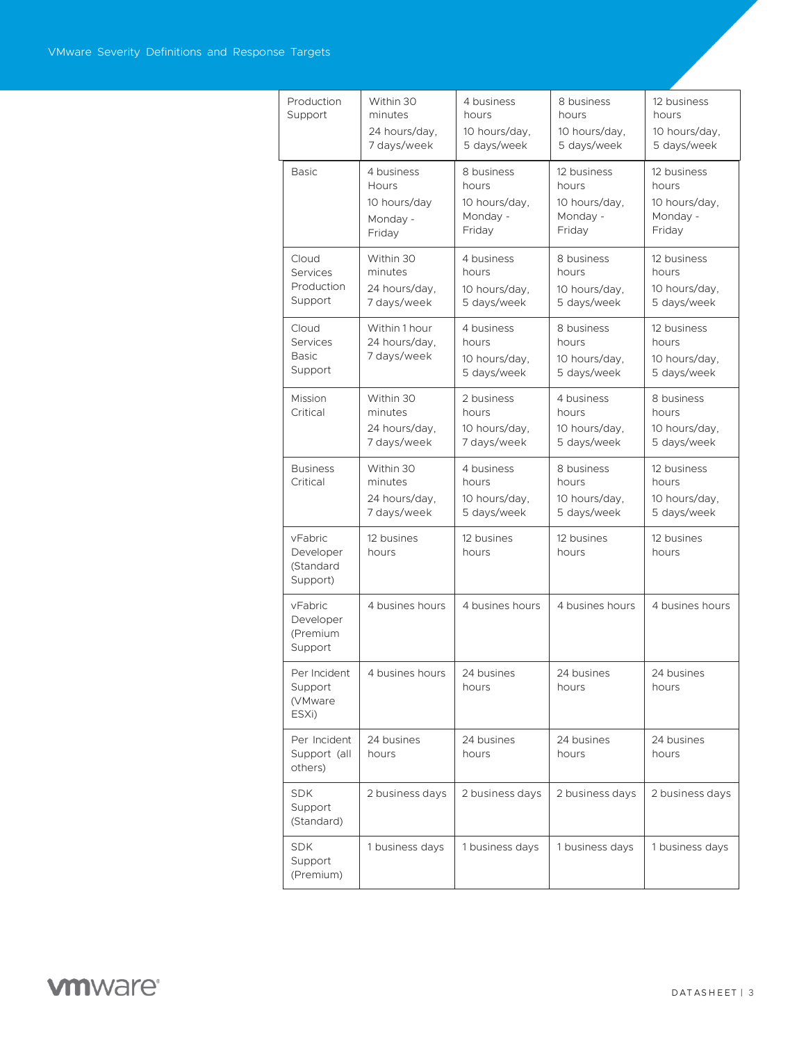| | | | | |
|---|---|---|---|---|
| Production Support | Within 30 minutes 24 hours/day, 7 days/week | 4 business hours 10 hours/day, 5 days/week | 8 business hours 10 hours/day, 5 days/week | 12 business hours 10 hours/day, 5 days/week |
| Basic | 4 business Hours 10 hours/day Monday - Friday | 8 business hours 10 hours/day, Monday - Friday | 12 business hours 10 hours/day, Monday - Friday | 12 business hours 10 hours/day, Monday - Friday |
| Cloud Services Production Support | Within 30 minutes 24 hours/day, 7 days/week | 4 business hours 10 hours/day, 5 days/week | 8 business hours 10 hours/day, 5 days/week | 12 business hours 10 hours/day, 5 days/week |
| Cloud Services Basic Support | Within 1 hour 24 hours/day, 7 days/week | 4 business hours 10 hours/day, 5 days/week | 8 business hours 10 hours/day, 5 days/week | 12 business hours 10 hours/day, 5 days/week |
| Mission Critical | Within 30 minutes 24 hours/day, 7 days/week | 2 business hours 10 hours/day, 7 days/week | 4 business hours 10 hours/day, 5 days/week | 8 business hours 10 hours/day, 5 days/week |
| Business Critical | Within 30 minutes 24 hours/day, 7 days/week | 4 business hours 10 hours/day, 5 days/week | 8 business hours 10 hours/day, 5 days/week | 12 business hours 10 hours/day, 5 days/week |
| vFabric Developer (Standard Support) | 12 busines hours | 12 busines hours | 12 busines hours | 12 busines hours |
| vFabric Developer (Premium Support | 4 busines hours | 4 busines hours | 4 busines hours | 4 busines hours |
| Per Incident Support (VMware ESXi) | 4 busines hours | 24 busines hours | 24 busines hours | 24 busines hours |
| Per Incident Support (all others) | 24 busines hours | 24 busines hours | 24 busines hours | 24 busines hours |
| SDK Support (Standard) | 2 business days | 2 business days | 2 business days | 2 business days |
| SDK Support (Premium) | 1 business days | 1 business days | 1 business days | 1 business days |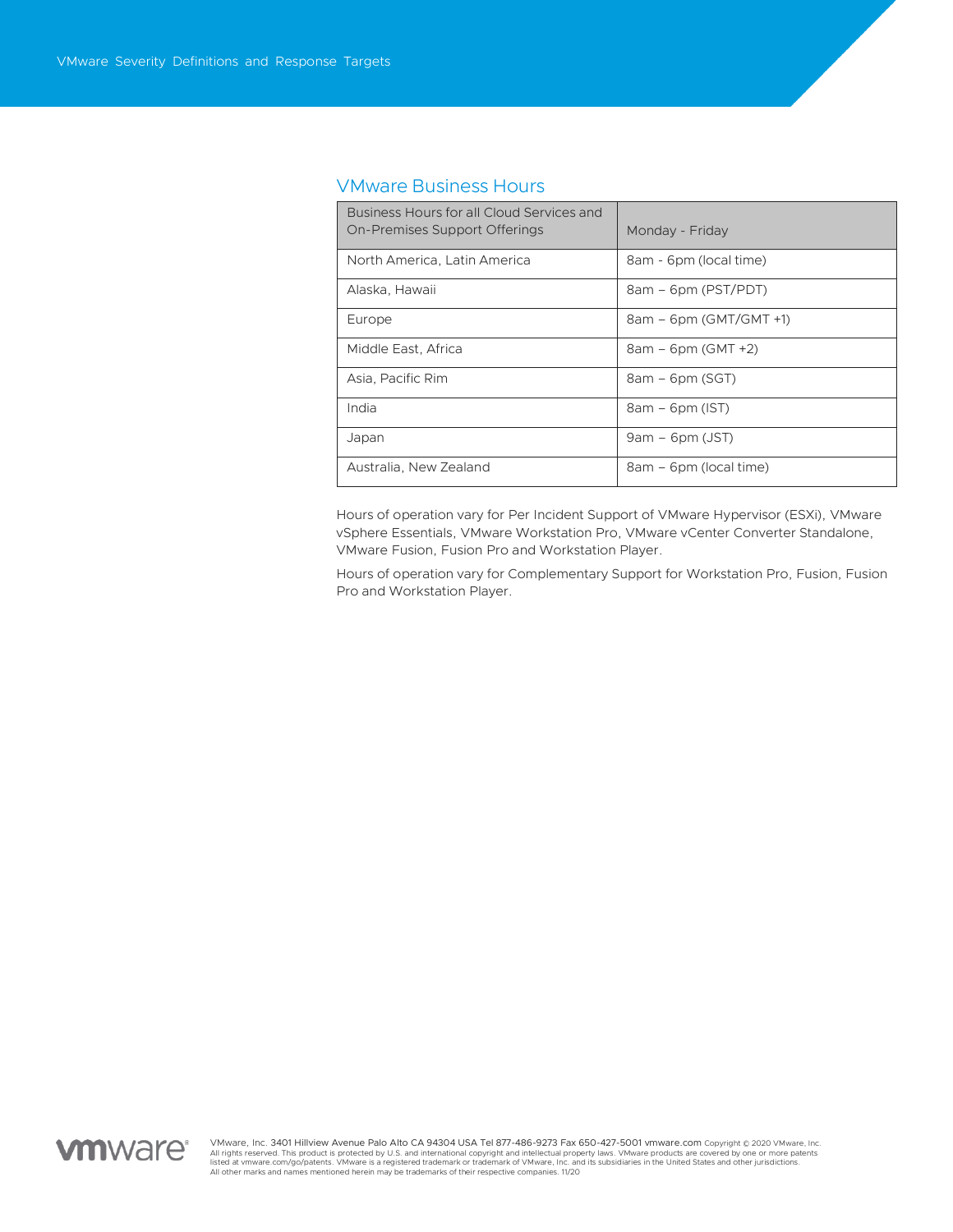## VMware Business Hours

| Business Hours for all Cloud Services and On-Premises Support Offerings | Monday - Friday |
|---|---|
| North America, Latin America | 8am - 6pm (local time) |
| Alaska, Hawaii | 8am – 6pm (PST/PDT) |
| Europe | 8am – 6pm (GMT/GMT +1) |
| Middle East, Africa | 8am – 6pm (GMT +2) |
| Asia, Pacific Rim | 8am – 6pm (SGT) |
| India | 8am – 6pm (IST) |
| Japan | 9am – 6pm (JST) |
| Australia, New Zealand | 8am – 6pm (local time) |

Hours of operation vary for Per Incident Support of VMware Hypervisor (ESXi), VMware vSphere Essentials, VMware Workstation Pro, VMware vCenter Converter Standalone, VMware Fusion, Fusion Pro and Workstation Player.

Hours of operation vary for Complementary Support for Workstation Pro, Fusion, Fusion Pro and Workstation Player.